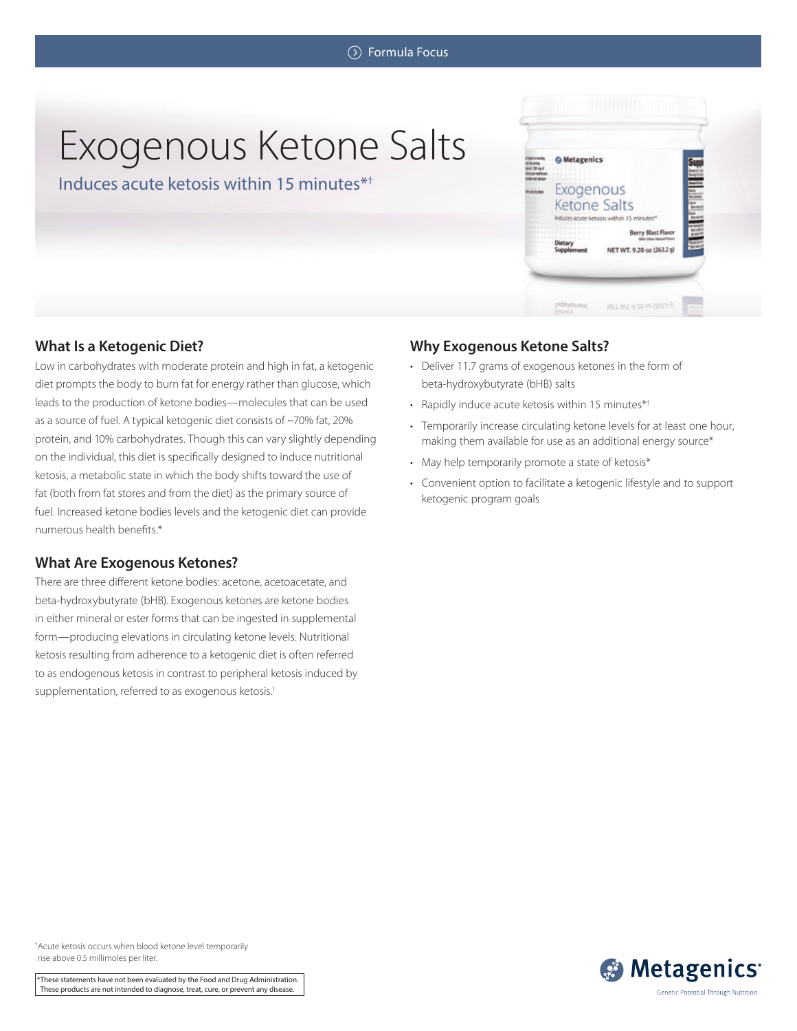Formula Focus

# Exogenous Ketone Salts

Induces acute ketosis within 15 minutes*†

## What Is a Ketogenic Diet?

Low in carbohydrates with moderate protein and high in fat, a ketogenic diet prompts the body to burn fat for energy rather than glucose, which leads to the production of ketone bodies—molecules that can be used as a source of fuel. A typical ketogenic diet consists of ~70% fat, 20% protein, and 10% carbohydrates. Though this can vary slightly depending on the individual, this diet is specifically designed to induce nutritional ketosis, a metabolic state in which the body shifts toward the use of fat (both from fat stores and from the diet) as the primary source of fuel. Increased ketone bodies levels and the ketogenic diet can provide numerous health benefits.*

## What Are Exogenous Ketones?

There are three different ketone bodies: acetone, acetoacetate, and beta-hydroxybutyrate (bHB). Exogenous ketones are ketone bodies in either mineral or ester forms that can be ingested in supplemental form—producing elevations in circulating ketone levels. Nutritional ketosis resulting from adherence to a ketogenic diet is often referred to as endogenous ketosis in contrast to peripheral ketosis induced by supplementation, referred to as exogenous ketosis.[1]

## Why Exogenous Ketone Salts?

- Deliver 11.7 grams of exogenous ketones in the form of beta-hydroxybutyrate (bHB) salts
- Rapidly induce acute ketosis within 15 minutes*†
- Temporarily increase circulating ketone levels for at least one hour, making them available for use as an additional energy source*
- May help temporarily promote a state of ketosis*
- Convenient option to facilitate a ketogenic lifestyle and to support ketogenic program goals

†Acute ketosis occurs when blood ketone level temporarily rise above 0.5 millimoles per liter.

*These statements have not been evaluated by the Food and Drug Administration. These products are not intended to diagnose, treat, cure, or prevent any disease.

Metagenics
Genetic Potential Through Nutrition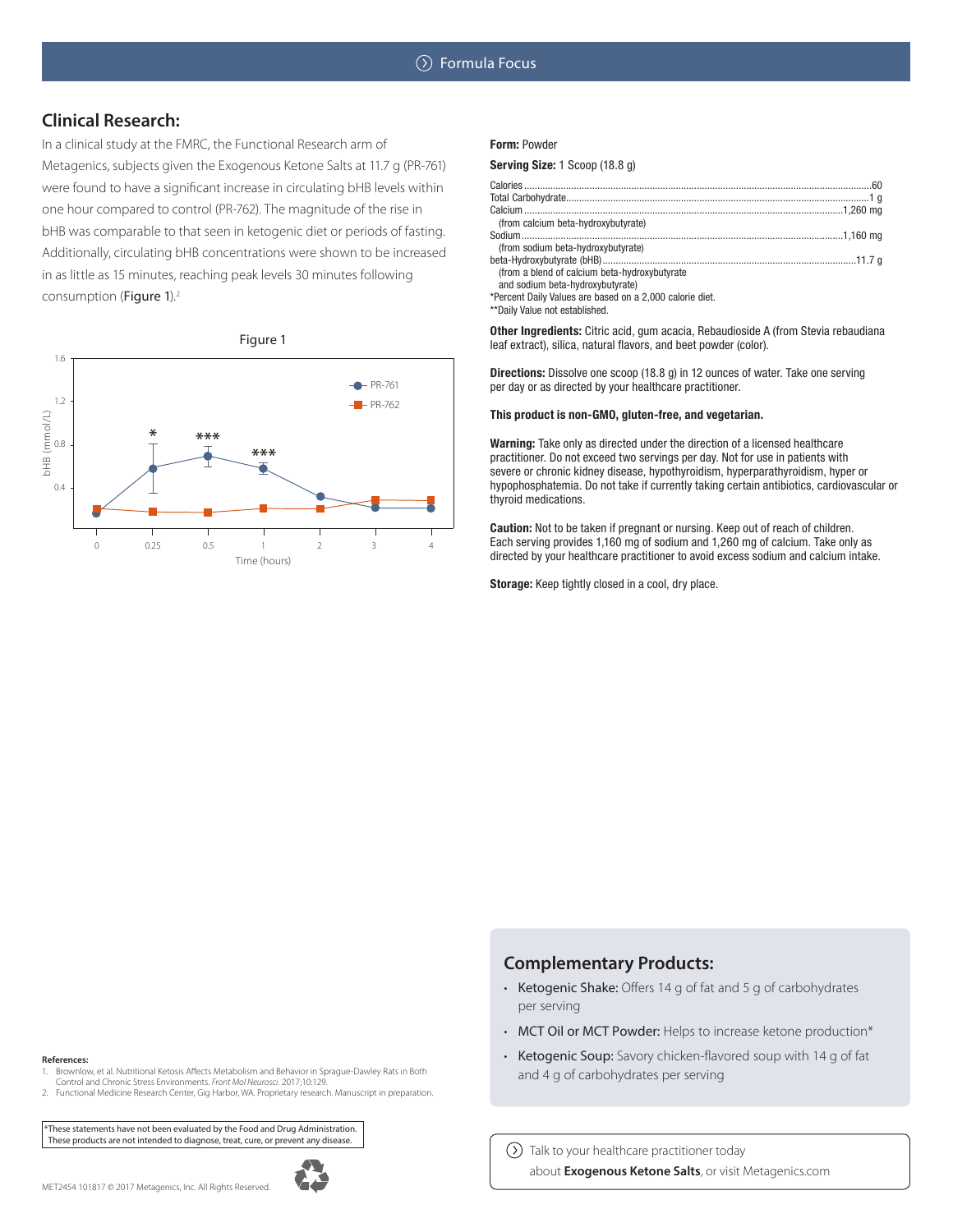## Formula Focus

## Clinical Research:

In a clinical study at the FMRC, the Functional Research arm of Metagenics, subjects given the Exogenous Ketone Salts at 11.7 g (PR-761) were found to have a significant increase in circulating bHB levels within one hour compared to control (PR-762). The magnitude of the rise in bHB was comparable to that seen in ketogenic diet or periods of fasting. Additionally, circulating bHB concentrations were shown to be increased in as little as 15 minutes, reaching peak levels 30 minutes following consumption (**Figure 1**).[2]

Figure 1

1.6
1.2
0.8
0.4
bHB (mmol/L)
*
***
***
PR-761
PR-762
0
0.25
0.5
1
2
3
4
Time (hours)

**Form:** Powder

**Serving Size:** 1 Scoop (18.8 g)

| | |
|---|---|
| Calories | 60 |
| Total Carbohydrate | 1 g |
| Calcium (from calcium beta-hydroxybutyrate) | 1,260 mg |
| Sodium (from sodium beta-hydroxybutyrate) | 1,160 mg |
| beta-Hydroxybutyrate (bHB) (from a blend of calcium beta-hydroxybutyrate and sodium beta-hydroxybutyrate) | 11.7 g |

*Percent Daily Values are based on a 2,000 calorie diet.
**Daily Value not established.

**Other Ingredients:** Citric acid, gum acacia, Rebaudioside A (from Stevia rebaudiana leaf extract), silica, natural flavors, and beet powder (color).

**Directions:** Dissolve one scoop (18.8 g) in 12 ounces of water. Take one serving per day or as directed by your healthcare practitioner.

**This product is non-GMO, gluten-free, and vegetarian.**

**Warning:** Take only as directed under the direction of a licensed healthcare practitioner. Do not exceed two servings per day. Not for use in patients with severe or chronic kidney disease, hypothyroidism, hyperparathyroidism, hyper or hypophosphatemia. Do not take if currently taking certain antibiotics, cardiovascular or thyroid medications.

**Caution:** Not to be taken if pregnant or nursing. Keep out of reach of children. Each serving provides 1,160 mg of sodium and 1,260 mg of calcium. Take only as directed by your healthcare practitioner to avoid excess sodium and calcium intake.

**Storage:** Keep tightly closed in a cool, dry place.

## Complementary Products:

- Ketogenic Shake: Offers 14 g of fat and 5 g of carbohydrates per serving
- MCT Oil or MCT Powder: Helps to increase ketone production*
- Ketogenic Soup: Savory chicken-flavored soup with 14 g of fat and 4 g of carbohydrates per serving

Talk to your healthcare practitioner today about **Exogenous Ketone Salts**, or visit Metagenics.com

**References:**

1. Brownlow, et al. Nutritional Ketosis Affects Metabolism and Behavior in Sprague-Dawley Rats in Both Control and Chronic Stress Environments. *Front Mol Neurosci.* 2017;10:129.
2. Functional Medicine Research Center, Gig Harbor, WA. Proprietary research. Manuscript in preparation.

*These statements have not been evaluated by the Food and Drug Administration. These products are not intended to diagnose, treat, cure, or prevent any disease.

MET2454 101817 © 2017 Metagenics, Inc. All Rights Reserved.